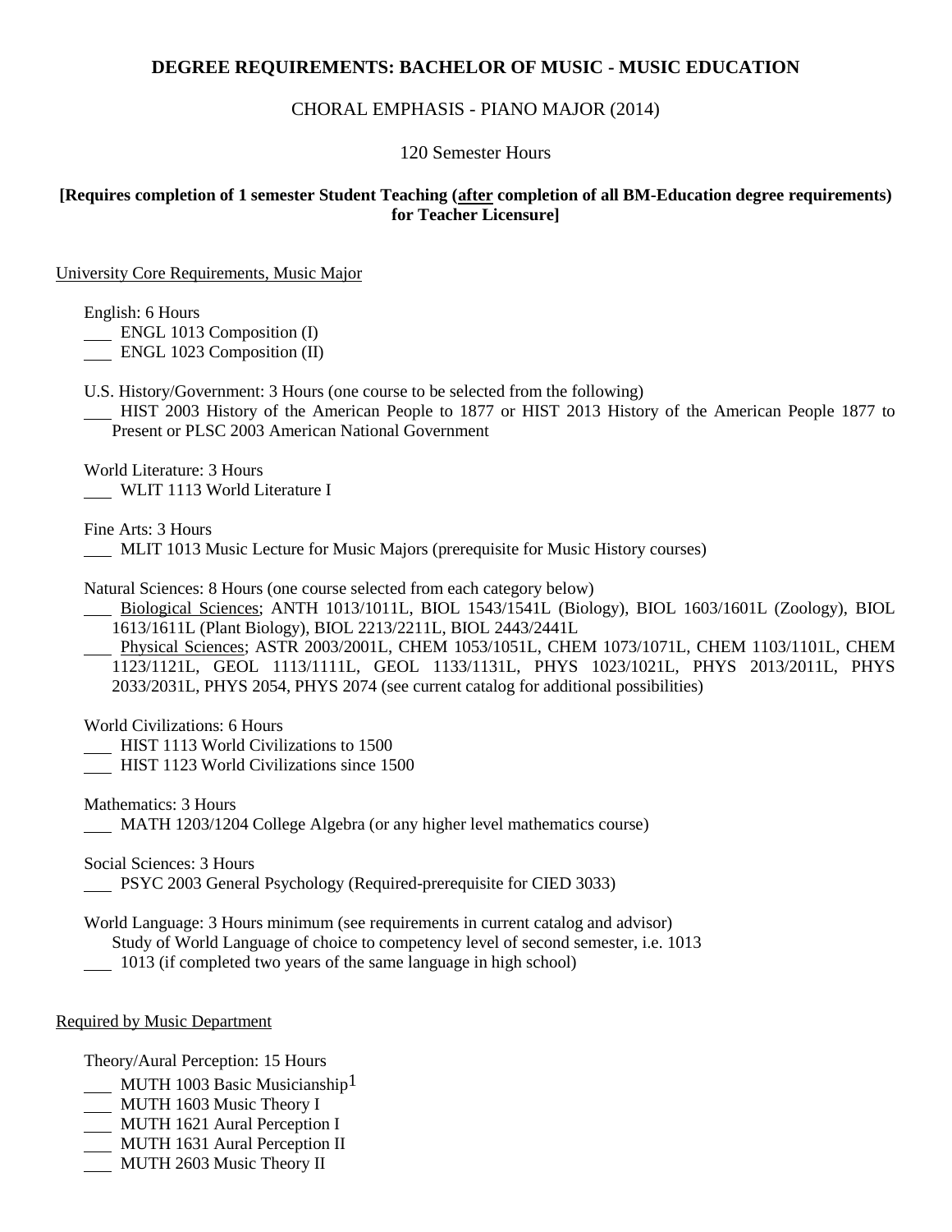# DEGREE REQUIREMENTS: BACHELOR OF MUSIC - MUSIC EDUCATION

## CHORAL EMPHASIS - PIANO MAJOR (2014)

120 Semester Hours

**[Requires completion of 1 semester Student Teaching (after completion of all BM-Education degree requirements) for Teacher Licensure]**

### University Core Requirements, Music Major

English: 6 Hours

- ___ ENGL 1013 Composition (I)
- ___ ENGL 1023 Composition (II)

U.S. History/Government: 3 Hours (one course to be selected from the following)

- ___ HIST 2003 History of the American People to 1877 or HIST 2013 History of the American People 1877 to Present or PLSC 2003 American National Government

World Literature: 3 Hours

- ___ WLIT 1113 World Literature I

Fine Arts: 3 Hours

- ___ MLIT 1013 Music Lecture for Music Majors (prerequisite for Music History courses)

Natural Sciences: 8 Hours (one course selected from each category below)

- ___ Biological Sciences; ANTH 1013/1011L, BIOL 1543/1541L (Biology), BIOL 1603/1601L (Zoology), BIOL 1613/1611L (Plant Biology), BIOL 2213/2211L, BIOL 2443/2441L
- ___ Physical Sciences; ASTR 2003/2001L, CHEM 1053/1051L, CHEM 1073/1071L, CHEM 1103/1101L, CHEM 1123/1121L, GEOL 1113/1111L, GEOL 1133/1131L, PHYS 1023/1021L, PHYS 2013/2011L, PHYS 2033/2031L, PHYS 2054, PHYS 2074 (see current catalog for additional possibilities)

World Civilizations: 6 Hours

- ___ HIST 1113 World Civilizations to 1500
- ___ HIST 1123 World Civilizations since 1500

Mathematics: 3 Hours

- ___ MATH 1203/1204 College Algebra (or any higher level mathematics course)

Social Sciences: 3 Hours

- ___ PSYC 2003 General Psychology (Required-prerequisite for CIED 3033)

World Language: 3 Hours minimum (see requirements in current catalog and advisor)
Study of World Language of choice to competency level of second semester, i.e. 1013

- ___ 1013 (if completed two years of the same language in high school)

### Required by Music Department

Theory/Aural Perception: 15 Hours

- ___ MUTH 1003 Basic Musicianship[1]
- ___ MUTH 1603 Music Theory I
- ___ MUTH 1621 Aural Perception I
- ___ MUTH 1631 Aural Perception II
- ___ MUTH 2603 Music Theory II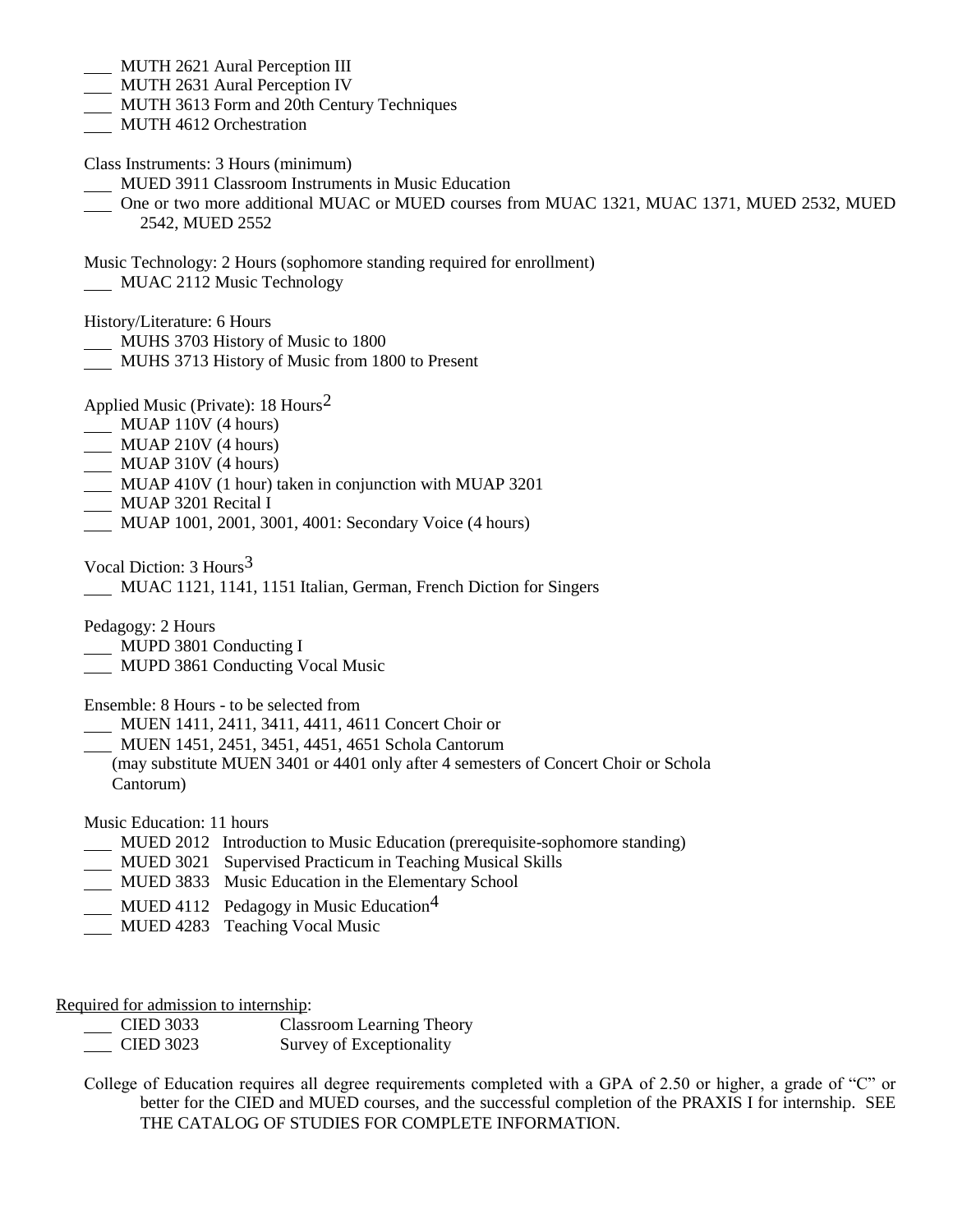___ MUTH 2621 Aural Perception III
___ MUTH 2631 Aural Perception IV
___ MUTH 3613 Form and 20th Century Techniques
___ MUTH 4612 Orchestration

Class Instruments: 3 Hours (minimum)
___ MUED 3911 Classroom Instruments in Music Education
___ One or two more additional MUAC or MUED courses from MUAC 1321, MUAC 1371, MUED 2532, MUED 2542, MUED 2552

Music Technology: 2 Hours (sophomore standing required for enrollment)
___ MUAC 2112 Music Technology

History/Literature: 6 Hours
___ MUHS 3703 History of Music to 1800
___ MUHS 3713 History of Music from 1800 to Present

Applied Music (Private): 18 Hours[2]
___ MUAP 110V (4 hours)
___ MUAP 210V (4 hours)
___ MUAP 310V (4 hours)
___ MUAP 410V (1 hour) taken in conjunction with MUAP 3201
___ MUAP 3201 Recital I
___ MUAP 1001, 2001, 3001, 4001: Secondary Voice (4 hours)

Vocal Diction: 3 Hours[3]
___ MUAC 1121, 1141, 1151 Italian, German, French Diction for Singers

Pedagogy: 2 Hours
___ MUPD 3801 Conducting I
___ MUPD 3861 Conducting Vocal Music

Ensemble: 8 Hours - to be selected from
___ MUEN 1411, 2411, 3411, 4411, 4611 Concert Choir or
___ MUEN 1451, 2451, 3451, 4451, 4651 Schola Cantorum
(may substitute MUEN 3401 or 4401 only after 4 semesters of Concert Choir or Schola Cantorum)

Music Education: 11 hours
___ MUED 2012 Introduction to Music Education (prerequisite-sophomore standing)
___ MUED 3021 Supervised Practicum in Teaching Musical Skills
___ MUED 3833 Music Education in the Elementary School
___ MUED 4112 Pedagogy in Music Education[4]
___ MUED 4283 Teaching Vocal Music

Required for admission to internship:
___ CIED 3033 Classroom Learning Theory
___ CIED 3023 Survey of Exceptionality

College of Education requires all degree requirements completed with a GPA of 2.50 or higher, a grade of "C" or better for the CIED and MUED courses, and the successful completion of the PRAXIS I for internship. SEE THE CATALOG OF STUDIES FOR COMPLETE INFORMATION.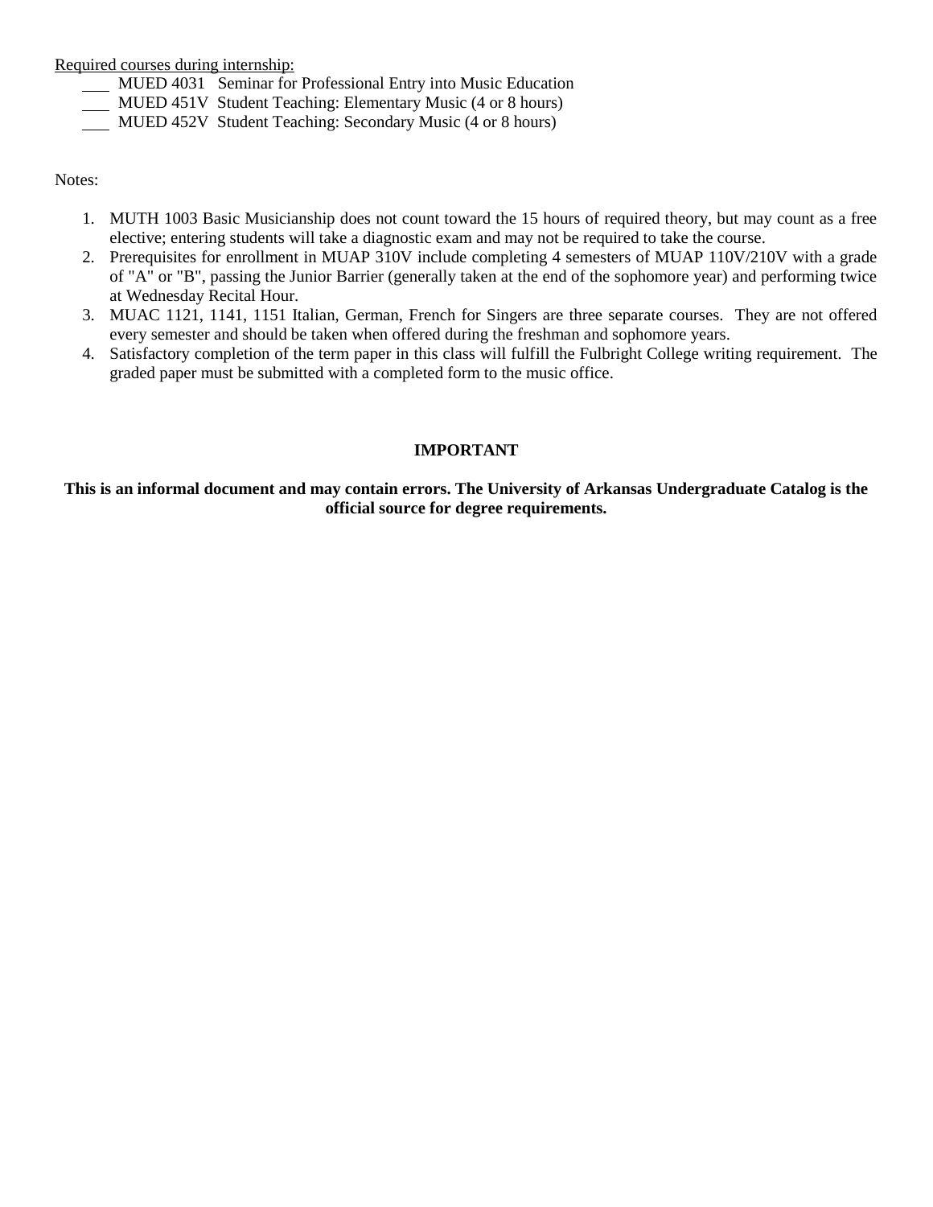<u>Required courses during internship:</u>

\_\_\_ MUED 4031 Seminar for Professional Entry into Music Education
\_\_\_ MUED 451V Student Teaching: Elementary Music (4 or 8 hours)
\_\_\_ MUED 452V Student Teaching: Secondary Music (4 or 8 hours)

Notes:

1. MUTH 1003 Basic Musicianship does not count toward the 15 hours of required theory, but may count as a free elective; entering students will take a diagnostic exam and may not be required to take the course.
2. Prerequisites for enrollment in MUAP 310V include completing 4 semesters of MUAP 110V/210V with a grade of "A" or "B", passing the Junior Barrier (generally taken at the end of the sophomore year) and performing twice at Wednesday Recital Hour.
3. MUAC 1121, 1141, 1151 Italian, German, French for Singers are three separate courses. They are not offered every semester and should be taken when offered during the freshman and sophomore years.
4. Satisfactory completion of the term paper in this class will fulfill the Fulbright College writing requirement. The graded paper must be submitted with a completed form to the music office.

**IMPORTANT**

**This is an informal document and may contain errors. The University of Arkansas Undergraduate Catalog is the official source for degree requirements.**